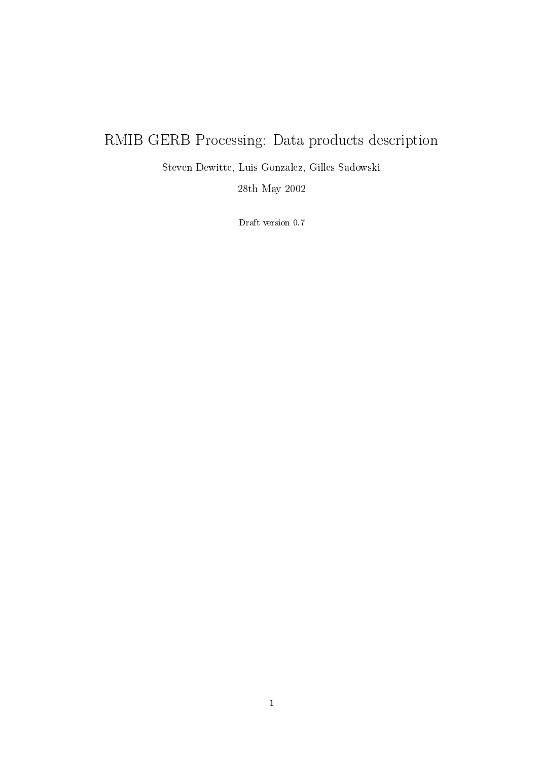# RMIB GERB Processing: Data products description

Steven Dewitte, Luis Gonzalez, Gilles Sadowski

28th May 2002

Draft version 0.7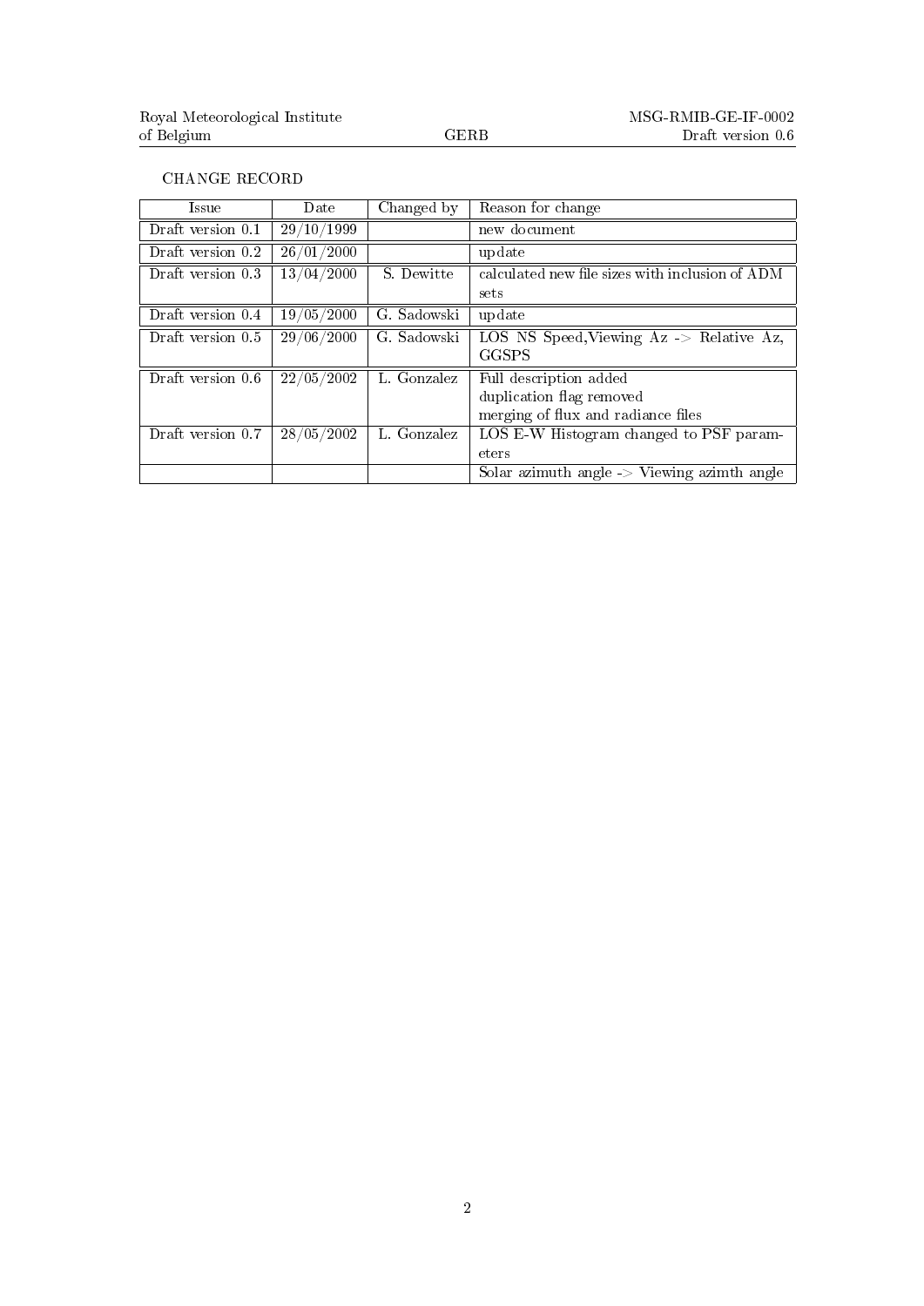CHANGE RECORD

| Issue | Date | Changed by | Reason for change |
|---|---|---|---|
| Draft version 0.1 | 29/10/1999 | | new document |
| Draft version 0.2 | 26/01/2000 | | update |
| Draft version 0.3 | 13/04/2000 | S. Dewitte | calculated new file sizes with inclusion of ADM sets |
| Draft version 0.4 | 19/05/2000 | G. Sadowski | update |
| Draft version 0.5 | 29/06/2000 | G. Sadowski | LOS NS Speed,Viewing Az -> Relative Az, GGSPS |
| Draft version 0.6 | 22/05/2002 | L. Gonzalez | Full description added<br>duplication flag removed<br>merging of flux and radiance files |
| Draft version 0.7 | 28/05/2002 | L. Gonzalez | LOS E-W Histogram changed to PSF parameters |
| | | | Solar azimuth angle -> Viewing azimth angle |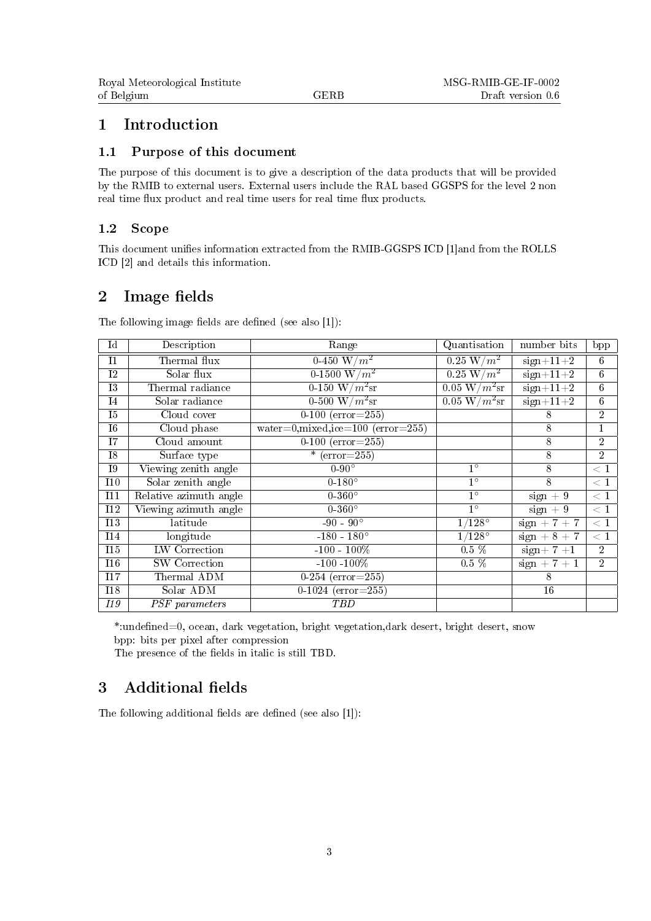# 1 Introduction

## 1.1 Purpose of this document

The purpose of this document is to give a description of the data products that will be provided by the RMIB to external users. External users include the RAL based GGSPS for the level 2 non real time flux product and real time users for real time flux products.

## 1.2 Scope

This document unifies information extracted from the RMIB-GGSPS ICD [1]and from the ROLLS ICD [2] and details this information.

# 2 Image fields

The following image fields are defined (see also [1]):

| Id | Description | Range | Quantisation | number bits | bpp |
|---|---|---|---|---|---|
| I1 | Thermal flux | 0-450 W/$m^2$ | 0.25 W/$m^2$ | sign+11+2 | 6 |
| I2 | Solar flux | 0-1500 W/$m^2$ | 0.25 W/$m^2$ | sign+11+2 | 6 |
| I3 | Thermal radiance | 0-150 W/$m^2$sr | 0.05 W/$m^2$sr | sign+11+2 | 6 |
| I4 | Solar radiance | 0-500 W/$m^2$sr | 0.05 W/$m^2$sr | sign+11+2 | 6 |
| I5 | Cloud cover | 0-100 (error=255) | | 8 | 2 |
| I6 | Cloud phase | water=0,mixed,ice=100 (error=255) | | 8 | 1 |
| I7 | Cloud amount | 0-100 (error=255) | | 8 | 2 |
| I8 | Surface type | * (error=255) | | 8 | 2 |
| I9 | Viewing zenith angle | 0-90° | 1° | 8 | $< 1$ |
| I10 | Solar zenith angle | 0-180° | 1° | 8 | $< 1$ |
| I11 | Relative azimuth angle | 0-360° | 1° | sign + 9 | $< 1$ |
| I12 | Viewing azimuth angle | 0-360° | 1° | sign + 9 | $< 1$ |
| I13 | latitude | -90 - 90° | 1/128° | sign + 7 + 7 | $< 1$ |
| I14 | longitude | -180 - 180° | 1/128° | sign + 8 + 7 | $< 1$ |
| I15 | LW Correction | -100 - 100% | 0.5 % | sign+ 7 +1 | 2 |
| I16 | SW Correction | -100 -100% | 0.5 % | sign + 7 + 1 | 2 |
| I17 | Thermal ADM | 0-254 (error=255) | | 8 | |
| I18 | Solar ADM | 0-1024 (error=255) | | 16 | |
| *I19* | *PSF parameters* | *TBD* | | | |

*:undefined=0, ocean, dark vegetation, bright vegetation,dark desert, bright desert, snow
bpp: bits per pixel after compression
The presence of the fields in italic is still TBD.

# 3 Additional fields

The following additional fields are defined (see also [1]):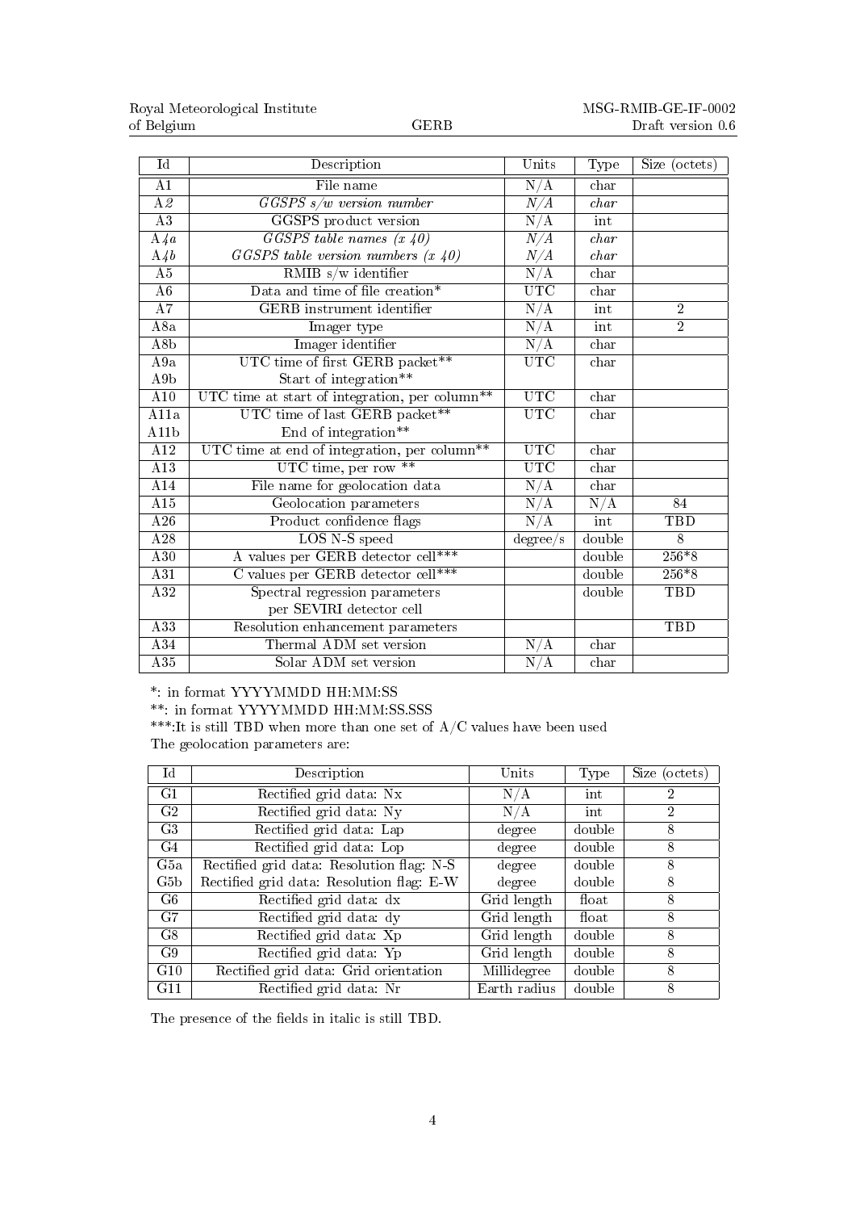| Id | Description | Units | Type | Size (octets) |
|---|---|---|---|---|
| A1 | File name | N/A | char | |
| *A2* | *GGSPS s/w version number* | *N/A* | *char* | |
| A3 | GGSPS product version | N/A | int | |
| *A4a* | *GGSPS table names (x 40)* | *N/A* | *char* | |
| *A4b* | *GGSPS table version numbers (x 40)* | *N/A* | *char* | |
| A5 | RMIB s/w identifier | N/A | char | |
| A6 | Data and time of file creation* | UTC | char | |
| A7 | GERB instrument identifier | N/A | int | 2 |
| A8a | Imager type | N/A | int | 2 |
| A8b | Imager identifier | N/A | char | |
| A9a<br>A9b | UTC time of first GERB packet**<br>Start of integration** | UTC | char | |
| A10 | UTC time at start of integration, per column** | UTC | char | |
| A11a<br>A11b | UTC time of last GERB packet**<br>End of integration** | UTC | char | |
| A12 | UTC time at end of integration, per column** | UTC | char | |
| A13 | UTC time, per row ** | UTC | char | |
| A14 | File name for geolocation data | N/A | char | |
| A15 | Geolocation parameters | N/A | N/A | 84 |
| A26 | Product confidence flags | N/A | int | TBD |
| A28 | LOS N-S speed | degree/s | double | 8 |
| A30 | A values per GERB detector cell*** | | double | 256*8 |
| A31 | C values per GERB detector cell*** | | double | 256*8 |
| A32 | Spectral regression parameters per SEVIRI detector cell | | double | TBD |
| A33 | Resolution enhancement parameters | | | TBD |
| A34 | Thermal ADM set version | N/A | char | |
| A35 | Solar ADM set version | N/A | char | |

*: in format YYYYMMDD HH:MM:SS

**: in format YYYYMMDD HH:MM:SS.SSS

***:It is still TBD when more than one set of A/C values have been used

The geolocation parameters are:

| Id | Description | Units | Type | Size (octets) |
|---|---|---|---|---|
| G1 | Rectified grid data: Nx | N/A | int | 2 |
| G2 | Rectified grid data: Ny | N/A | int | 2 |
| G3 | Rectified grid data: Lap | degree | double | 8 |
| G4 | Rectified grid data: Lop | degree | double | 8 |
| G5a | Rectified grid data: Resolution flag: N-S | degree | double | 8 |
| G5b | Rectified grid data: Resolution flag: E-W | degree | double | 8 |
| G6 | Rectified grid data: dx | Grid length | float | 8 |
| G7 | Rectified grid data: dy | Grid length | float | 8 |
| G8 | Rectified grid data: Xp | Grid length | double | 8 |
| G9 | Rectified grid data: Yp | Grid length | double | 8 |
| G10 | Rectified grid data: Grid orientation | Millidegree | double | 8 |
| G11 | Rectified grid data: Nr | Earth radius | double | 8 |

The presence of the fields in italic is still TBD.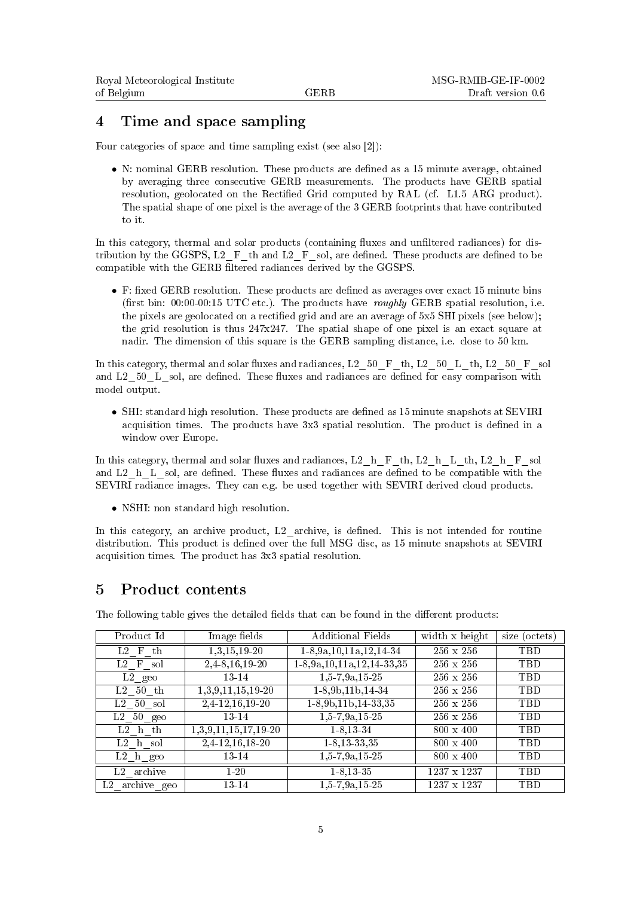## 4 Time and space sampling

Four categories of space and time sampling exist (see also [2]):

- N: nominal GERB resolution. These products are defined as a 15 minute average, obtained by averaging three consecutive GERB measurements. The products have GERB spatial resolution, geolocated on the Rectified Grid computed by RAL (cf. L1.5 ARG product). The spatial shape of one pixel is the average of the 3 GERB footprints that have contributed to it.

In this category, thermal and solar products (containing fluxes and unfiltered radiances) for distribution by the GGSPS, L2_F_th and L2_F_sol, are defined. These products are defined to be compatible with the GERB filtered radiances derived by the GGSPS.

- F: fixed GERB resolution. These products are defined as averages over exact 15 minute bins (first bin: 00:00-00:15 UTC etc.). The products have *roughly* GERB spatial resolution, i.e. the pixels are geolocated on a rectified grid and are an average of 5x5 SHI pixels (see below); the grid resolution is thus 247x247. The spatial shape of one pixel is an exact square at nadir. The dimension of this square is the GERB sampling distance, i.e. close to 50 km.

In this category, thermal and solar fluxes and radiances, L2_50_F_th, L2_50_L_th, L2_50_F_sol and L2_50_L_sol, are defined. These fluxes and radiances are defined for easy comparison with model output.

- SHI: standard high resolution. These products are defined as 15 minute snapshots at SEVIRI acquisition times. The products have 3x3 spatial resolution. The product is defined in a window over Europe.

In this category, thermal and solar fluxes and radiances, L2_h_F_th, L2_h_L_th, L2_h_F_sol and L2_h_L_sol, are defined. These fluxes and radiances are defined to be compatible with the SEVIRI radiance images. They can e.g. be used together with SEVIRI derived cloud products.

- NSHI: non standard high resolution.

In this category, an archive product, L2_archive, is defined. This is not intended for routine distribution. This product is defined over the full MSG disc, as 15 minute snapshots at SEVIRI acquisition times. The product has 3x3 spatial resolution.

## 5 Product contents

The following table gives the detailed fields that can be found in the different products:

| Product Id | Image fields | Additional Fields | width x height | size (octets) |
|---|---|---|---|---|
| L2_F_th | 1,3,15,19-20 | 1-8,9a,10,11a,12,14-34 | 256 x 256 | TBD |
| L2_F_sol | 2,4-8,16,19-20 | 1-8,9a,10,11a,12,14-33,35 | 256 x 256 | TBD |
| L2_geo | 13-14 | 1,5-7,9a,15-25 | 256 x 256 | TBD |
| L2_50_th | 1,3,9,11,15,19-20 | 1-8,9b,11b,14-34 | 256 x 256 | TBD |
| L2_50_sol | 2,4-12,16,19-20 | 1-8,9b,11b,14-33,35 | 256 x 256 | TBD |
| L2_50_geo | 13-14 | 1,5-7,9a,15-25 | 256 x 256 | TBD |
| L2_h_th | 1,3,9,11,15,17,19-20 | 1-8,13-34 | 800 x 400 | TBD |
| L2_h_sol | 2,4-12,16,18-20 | 1-8,13-33,35 | 800 x 400 | TBD |
| L2_h_geo | 13-14 | 1,5-7,9a,15-25 | 800 x 400 | TBD |
| L2_archive | 1-20 | 1-8,13-35 | 1237 x 1237 | TBD |
| L2_archive_geo | 13-14 | 1,5-7,9a,15-25 | 1237 x 1237 | TBD |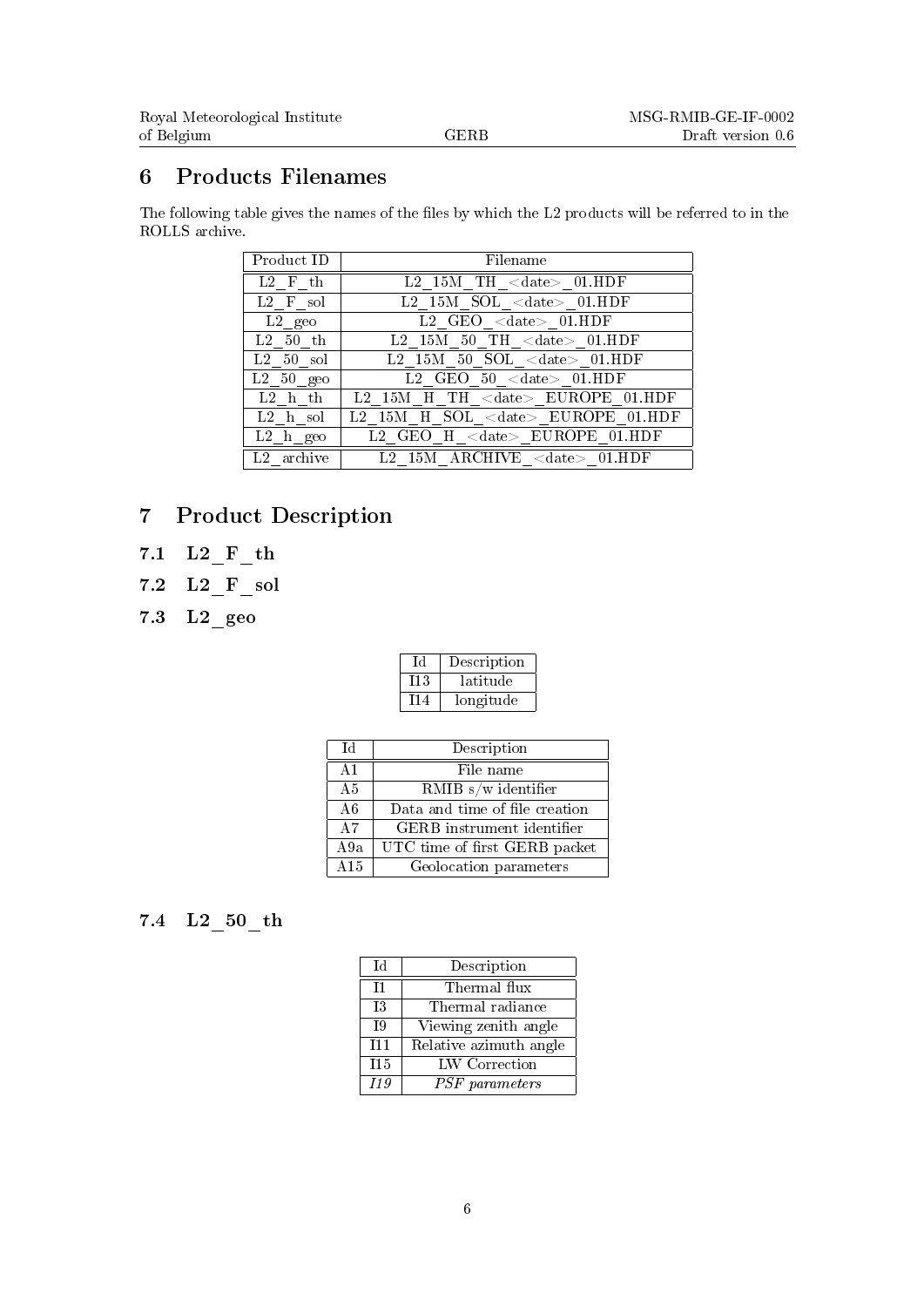# 6 Products Filenames

The following table gives the names of the files by which the L2 products will be referred to in the ROLLS archive.

| Product ID | Filename |
|---|---|
| L2_F_th | L2_15M_TH_<date>_01.HDF |
| L2_F_sol | L2_15M_SOL_<date>_01.HDF |
| L2_geo | L2_GEO_<date>_01.HDF |
| L2_50_th | L2_15M_50_TH_<date>_01.HDF |
| L2_50_sol | L2_15M_50_SOL_<date>_01.HDF |
| L2_50_geo | L2_GEO_50_<date>_01.HDF |
| L2_h_th | L2_15M_H_TH_<date>_EUROPE_01.HDF |
| L2_h_sol | L2_15M_H_SOL_<date>_EUROPE_01.HDF |
| L2_h_geo | L2_GEO_H_<date>_EUROPE_01.HDF |
| L2_archive | L2_15M_ARCHIVE_<date>_01.HDF |

# 7 Product Description

## 7.1 L2_F_th

## 7.2 L2_F_sol

## 7.3 L2_geo

| Id | Description |
|---|---|
| I13 | latitude |
| I14 | longitude |

| Id | Description |
|---|---|
| A1 | File name |
| A5 | RMIB s/w identifier |
| A6 | Data and time of file creation |
| A7 | GERB instrument identifier |
| A9a | UTC time of first GERB packet |
| A15 | Geolocation parameters |

## 7.4 L2_50_th

| Id | Description |
|---|---|
| I1 | Thermal flux |
| I3 | Thermal radiance |
| I9 | Viewing zenith angle |
| I11 | Relative azimuth angle |
| I15 | LW Correction |
| *I19* | *PSF parameters* |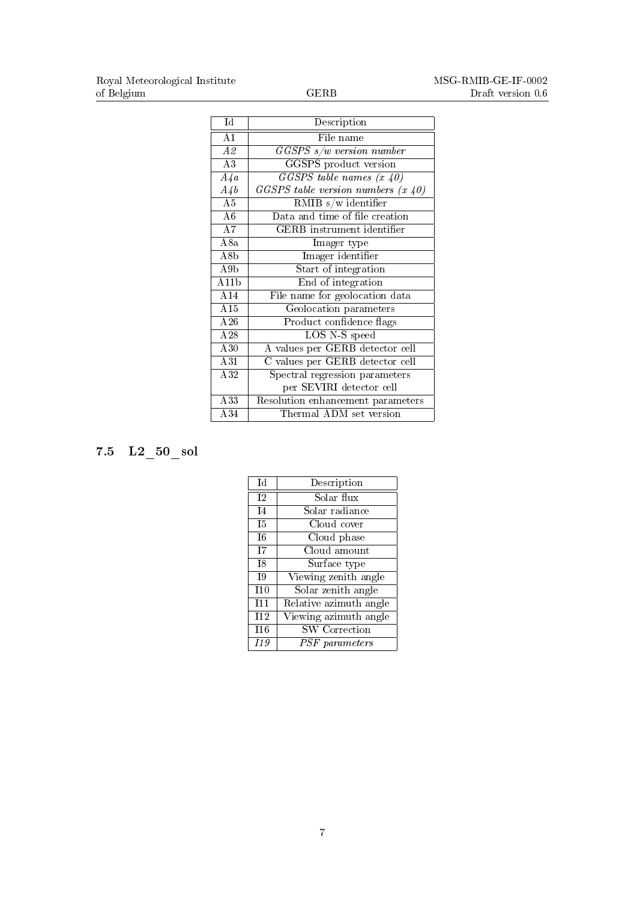| Id | Description |
|---|---|
| A1 | File name |
| *A2* | *GGSPS s/w version number* |
| A3 | GGSPS product version |
| *A4a* | *GGSPS table names (x 40)* |
| *A4b* | *GGSPS table version numbers (x 40)* |
| A5 | RMIB s/w identifier |
| A6 | Data and time of file creation |
| A7 | GERB instrument identifier |
| A8a | Imager type |
| A8b | Imager identifier |
| A9b | Start of integration |
| A11b | End of integration |
| A14 | File name for geolocation data |
| A15 | Geolocation parameters |
| A26 | Product confidence flags |
| A28 | LOS N-S speed |
| A30 | A values per GERB detector cell |
| A31 | C values per GERB detector cell |
| A32 | Spectral regression parameters per SEVIRI detector cell |
| A33 | Resolution enhancement parameters |
| A34 | Thermal ADM set version |

## 7.5 L2_50_sol

| Id | Description |
|---|---|
| I2 | Solar flux |
| I4 | Solar radiance |
| I5 | Cloud cover |
| I6 | Cloud phase |
| I7 | Cloud amount |
| I8 | Surface type |
| I9 | Viewing zenith angle |
| I10 | Solar zenith angle |
| I11 | Relative azimuth angle |
| I12 | Viewing azimuth angle |
| I16 | SW Correction |
| *I19* | *PSF parameters* |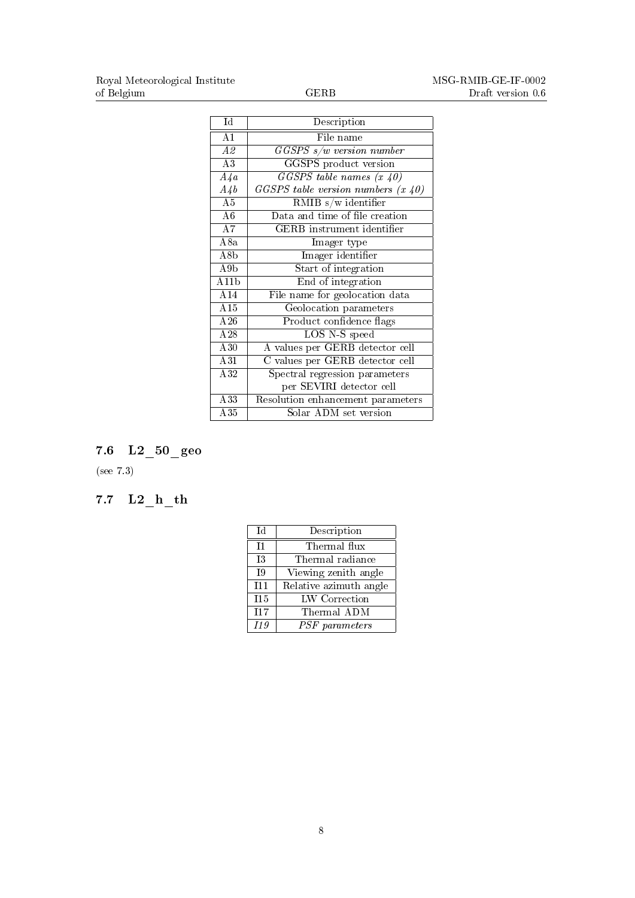| Id | Description |
|---|---|
| A1 | File name |
| *A2* | *GGSPS s/w version number* |
| A3 | GGSPS product version |
| *A4a* | *GGSPS table names (x 40)* |
| *A4b* | *GGSPS table version numbers (x 40)* |
| A5 | RMIB s/w identifier |
| A6 | Data and time of file creation |
| A7 | GERB instrument identifier |
| A8a | Imager type |
| A8b | Imager identifier |
| A9b | Start of integration |
| A11b | End of integration |
| A14 | File name for geolocation data |
| A15 | Geolocation parameters |
| A26 | Product confidence flags |
| A28 | LOS N-S speed |
| A30 | A values per GERB detector cell |
| A31 | C values per GERB detector cell |
| A32 | Spectral regression parameters per SEVIRI detector cell |
| A33 | Resolution enhancement parameters |
| A35 | Solar ADM set version |

## 7.6 L2_50_geo

(see 7.3)

## 7.7 L2_h_th

| Id | Description |
|---|---|
| I1 | Thermal flux |
| I3 | Thermal radiance |
| I9 | Viewing zenith angle |
| I11 | Relative azimuth angle |
| I15 | LW Correction |
| I17 | Thermal ADM |
| *I19* | *PSF parameters* |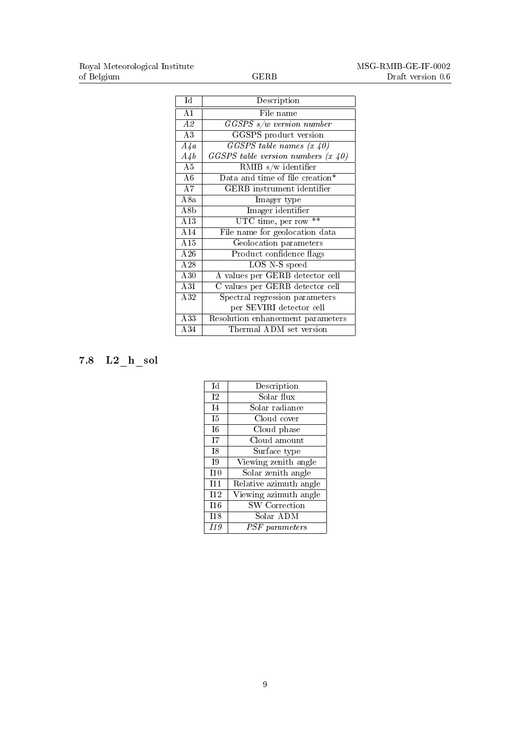| Id | Description |
|---|---|
| A1 | File name |
| *A2* | *GGSPS s/w version number* |
| A3 | GGSPS product version |
| *A4a* | *GGSPS table names (x 40)* |
| *A4b* | *GGSPS table version numbers (x 40)* |
| A5 | RMIB s/w identifier |
| A6 | Data and time of file creation* |
| A7 | GERB instrument identifier |
| A8a | Imager type |
| A8b | Imager identifier |
| A13 | UTC time, per row ** |
| A14 | File name for geolocation data |
| A15 | Geolocation parameters |
| A26 | Product confidence flags |
| A28 | LOS N-S speed |
| A30 | A values per GERB detector cell |
| A31 | C values per GERB detector cell |
| A32 | Spectral regression parameters per SEVIRI detector cell |
| A33 | Resolution enhancement parameters |
| A34 | Thermal ADM set version |

## 7.8 L2_h_sol

| Id | Description |
|---|---|
| I2 | Solar flux |
| I4 | Solar radiance |
| I5 | Cloud cover |
| I6 | Cloud phase |
| I7 | Cloud amount |
| I8 | Surface type |
| I9 | Viewing zenith angle |
| I10 | Solar zenith angle |
| I11 | Relative azimuth angle |
| I12 | Viewing azimuth angle |
| I16 | SW Correction |
| I18 | Solar ADM |
| *I19* | *PSF parameters* |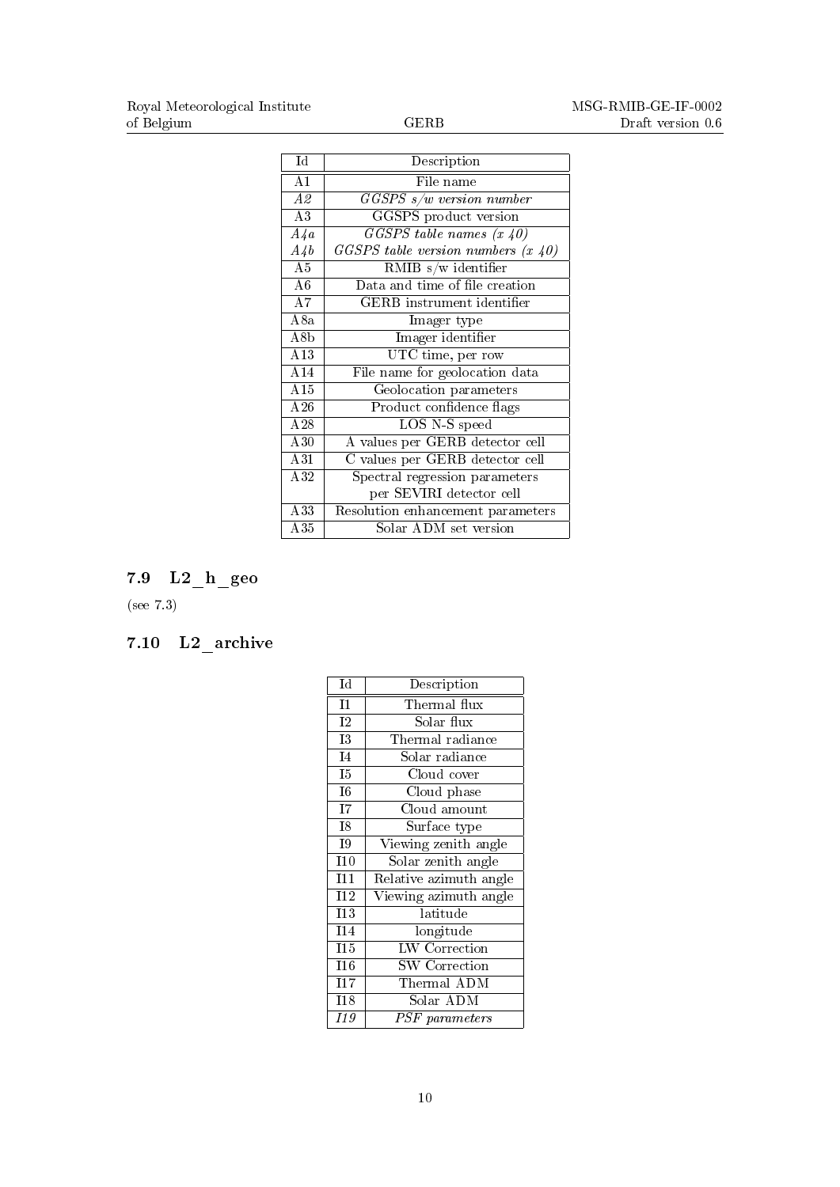| Id | Description |
|---|---|
| A1 | File name |
| *A2* | *GGSPS s/w version number* |
| A3 | GGSPS product version |
| *A4a* | *GGSPS table names (x 40)* |
| *A4b* | *GGSPS table version numbers (x 40)* |
| A5 | RMIB s/w identifier |
| A6 | Data and time of file creation |
| A7 | GERB instrument identifier |
| A8a | Imager type |
| A8b | Imager identifier |
| A13 | UTC time, per row |
| A14 | File name for geolocation data |
| A15 | Geolocation parameters |
| A26 | Product confidence flags |
| A28 | LOS N-S speed |
| A30 | A values per GERB detector cell |
| A31 | C values per GERB detector cell |
| A32 | Spectral regression parameters per SEVIRI detector cell |
| A33 | Resolution enhancement parameters |
| A35 | Solar ADM set version |

### 7.9 L2_h_geo

(see 7.3)

### 7.10 L2_archive

| Id | Description |
|---|---|
| I1 | Thermal flux |
| I2 | Solar flux |
| I3 | Thermal radiance |
| I4 | Solar radiance |
| I5 | Cloud cover |
| I6 | Cloud phase |
| I7 | Cloud amount |
| I8 | Surface type |
| I9 | Viewing zenith angle |
| I10 | Solar zenith angle |
| I11 | Relative azimuth angle |
| I12 | Viewing azimuth angle |
| I13 | latitude |
| I14 | longitude |
| I15 | LW Correction |
| I16 | SW Correction |
| I17 | Thermal ADM |
| I18 | Solar ADM |
| *I19* | *PSF parameters* |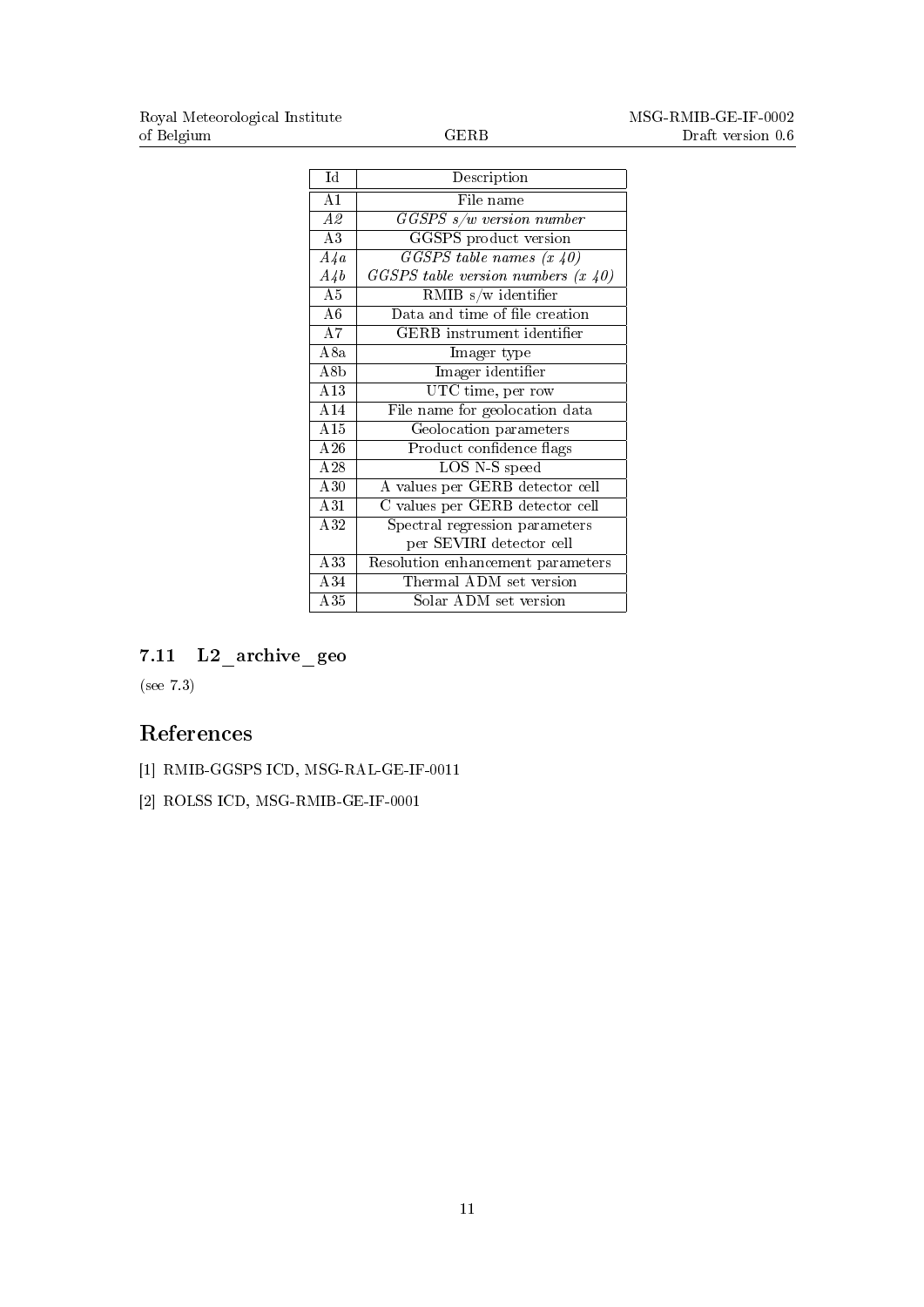| Id | Description |
|---|---|
| A1 | File name |
| *A2* | *GGSPS s/w version number* |
| A3 | GGSPS product version |
| *A4a* | *GGSPS table names (x 40)* |
| *A4b* | *GGSPS table version numbers (x 40)* |
| A5 | RMIB s/w identifier |
| A6 | Data and time of file creation |
| A7 | GERB instrument identifier |
| A8a | Imager type |
| A8b | Imager identifier |
| A13 | UTC time, per row |
| A14 | File name for geolocation data |
| A15 | Geolocation parameters |
| A26 | Product confidence flags |
| A28 | LOS N-S speed |
| A30 | A values per GERB detector cell |
| A31 | C values per GERB detector cell |
| A32 | Spectral regression parameters per SEVIRI detector cell |
| A33 | Resolution enhancement parameters |
| A34 | Thermal ADM set version |
| A35 | Solar ADM set version |

### 7.11 L2_archive_geo

(see 7.3)

## References

[1] RMIB-GGSPS ICD, MSG-RAL-GE-IF-0011

[2] ROLSS ICD, MSG-RMIB-GE-IF-0001